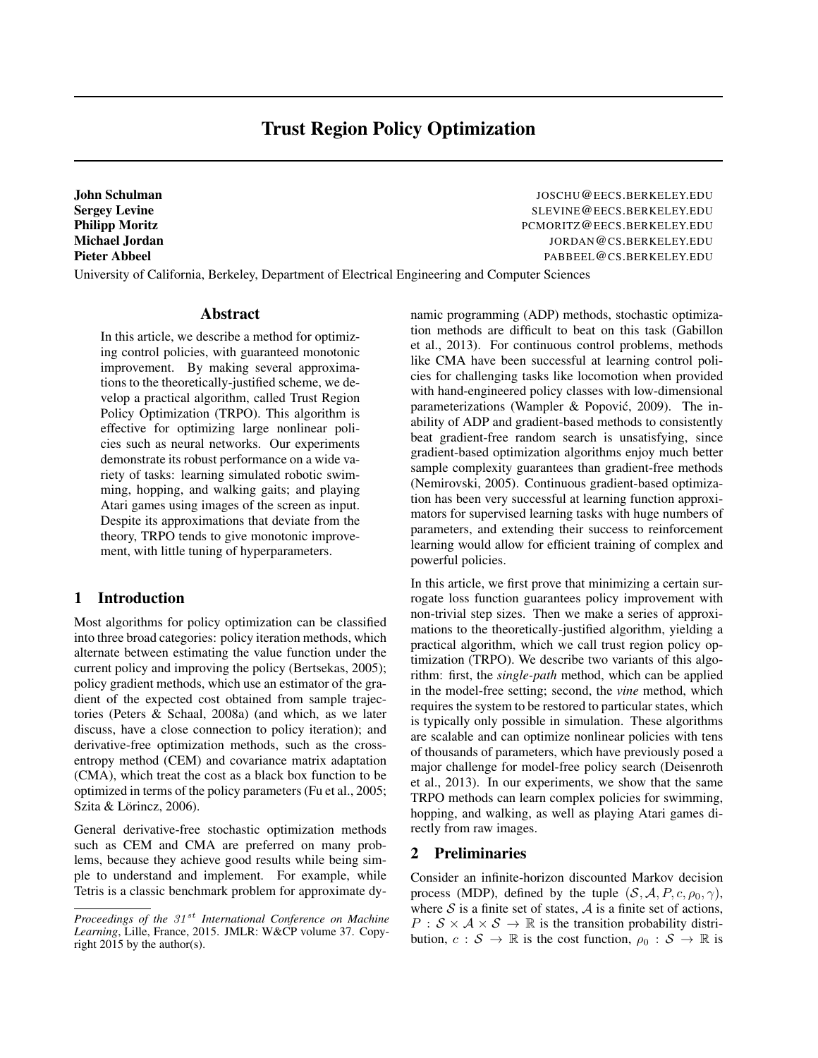# Trust Region Policy Optimization

**John Schulman** JOSCHU@EECS.BERKELEY.EDU
**Sergey Levine** SLEVINE@EECS.BERKELEY.EDU
**Philipp Moritz** PCMORITZ@EECS.BERKELEY.EDU
**Michael Jordan** JORDAN@CS.BERKELEY.EDU
**Pieter Abbeel** PABBEEL@CS.BERKELEY.EDU

University of California, Berkeley, Department of Electrical Engineering and Computer Sciences

## Abstract

In this article, we describe a method for optimizing control policies, with guaranteed monotonic improvement. By making several approximations to the theoretically-justified scheme, we develop a practical algorithm, called Trust Region Policy Optimization (TRPO). This algorithm is effective for optimizing large nonlinear policies such as neural networks. Our experiments demonstrate its robust performance on a wide variety of tasks: learning simulated robotic swimming, hopping, and walking gaits; and playing Atari games using images of the screen as input. Despite its approximations that deviate from the theory, TRPO tends to give monotonic improvement, with little tuning of hyperparameters.

## 1 Introduction

Most algorithms for policy optimization can be classified into three broad categories: policy iteration methods, which alternate between estimating the value function under the current policy and improving the policy (Bertsekas, 2005); policy gradient methods, which use an estimator of the gradient of the expected cost obtained from sample trajectories (Peters & Schaal, 2008a) (and which, as we later discuss, have a close connection to policy iteration); and derivative-free optimization methods, such as the cross-entropy method (CEM) and covariance matrix adaptation (CMA), which treat the cost as a black box function to be optimized in terms of the policy parameters (Fu et al., 2005; Szita & Lörincz, 2006).

General derivative-free stochastic optimization methods such as CEM and CMA are preferred on many problems, because they achieve good results while being simple to understand and implement. For example, while Tetris is a classic benchmark problem for approximate dynamic programming (ADP) methods, stochastic optimization methods are difficult to beat on this task (Gabillon et al., 2013). For continuous control problems, methods like CMA have been successful at learning control policies for challenging tasks like locomotion when provided with hand-engineered policy classes with low-dimensional parameterizations (Wampler & Popović, 2009). The inability of ADP and gradient-based methods to consistently beat gradient-free random search is unsatisfying, since gradient-based optimization algorithms enjoy much better sample complexity guarantees than gradient-free methods (Nemirovski, 2005). Continuous gradient-based optimization has been very successful at learning function approximators for supervised learning tasks with huge numbers of parameters, and extending their success to reinforcement learning would allow for efficient training of complex and powerful policies.

In this article, we first prove that minimizing a certain surrogate loss function guarantees policy improvement with non-trivial step sizes. Then we make a series of approximations to the theoretically-justified algorithm, yielding a practical algorithm, which we call trust region policy optimization (TRPO). We describe two variants of this algorithm: first, the *single-path* method, which can be applied in the model-free setting; second, the *vine* method, which requires the system to be restored to particular states, which is typically only possible in simulation. These algorithms are scalable and can optimize nonlinear policies with tens of thousands of parameters, which have previously posed a major challenge for model-free policy search (Deisenroth et al., 2013). In our experiments, we show that the same TRPO methods can learn complex policies for swimming, hopping, and walking, as well as playing Atari games directly from raw images.

## 2 Preliminaries

Consider an infinite-horizon discounted Markov decision process (MDP), defined by the tuple $(\mathcal{S}, \mathcal{A}, P, c, \rho_0, \gamma)$, where $\mathcal{S}$ is a finite set of states, $\mathcal{A}$ is a finite set of actions, $P : \mathcal{S} \times \mathcal{A} \times \mathcal{S} \to \mathbb{R}$ is the transition probability distribution, $c : \mathcal{S} \to \mathbb{R}$ is the cost function, $\rho_0 : \mathcal{S} \to \mathbb{R}$ is

*Proceedings of the $31^{st}$ International Conference on Machine Learning*, Lille, France, 2015. JMLR: W&CP volume 37. Copyright 2015 by the author(s).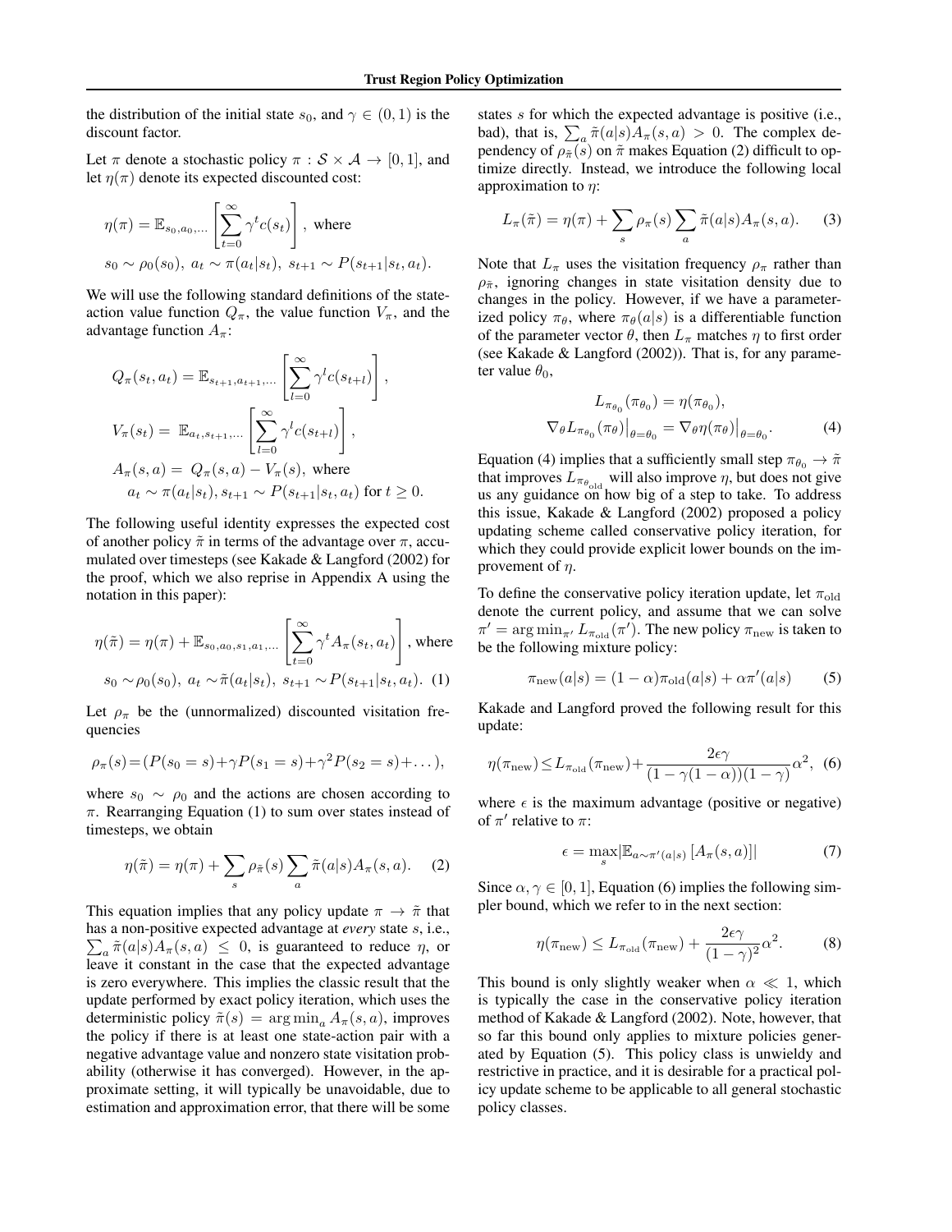the distribution of the initial state $s_0$, and $\gamma \in (0, 1)$ is the discount factor.

Let $\pi$ denote a stochastic policy $\pi : \mathcal{S} \times \mathcal{A} \to [0, 1]$, and let $\eta(\pi)$ denote its expected discounted cost:

$$\eta(\pi) = \mathbb{E}_{s_0, a_0, \ldots}\left[\sum_{t=0}^{\infty} \gamma^t c(s_t)\right], \text{ where}$$
$$s_0 \sim \rho_0(s_0),\ a_t \sim \pi(a_t|s_t),\ s_{t+1} \sim P(s_{t+1}|s_t, a_t).$$

We will use the following standard definitions of the state-action value function $Q_\pi$, the value function $V_\pi$, and the advantage function $A_\pi$:

$$Q_\pi(s_t, a_t) = \mathbb{E}_{s_{t+1}, a_{t+1}, \ldots}\left[\sum_{l=0}^{\infty} \gamma^l c(s_{t+l})\right],$$
$$V_\pi(s_t) = \mathbb{E}_{a_t, s_{t+1}, \ldots}\left[\sum_{l=0}^{\infty} \gamma^l c(s_{t+l})\right],$$
$$A_\pi(s, a) = Q_\pi(s, a) - V_\pi(s), \text{ where}$$
$$a_t \sim \pi(a_t|s_t), s_{t+1} \sim P(s_{t+1}|s_t, a_t) \text{ for } t \geq 0.$$

The following useful identity expresses the expected cost of another policy $\tilde{\pi}$ in terms of the advantage over $\pi$, accumulated over timesteps (see Kakade & Langford (2002) for the proof, which we also reprise in Appendix A using the notation in this paper):

$$\eta(\tilde{\pi}) = \eta(\pi) + \mathbb{E}_{s_0, a_0, s_1, a_1, \ldots}\left[\sum_{t=0}^{\infty} \gamma^t A_\pi(s_t, a_t)\right], \text{ where}$$
$$s_0 \sim \rho_0(s_0),\ a_t \sim \tilde{\pi}(a_t|s_t),\ s_{t+1} \sim P(s_{t+1}|s_t, a_t). \quad (1)$$

Let $\rho_\pi$ be the (unnormalized) discounted visitation frequencies

$$\rho_\pi(s) = (P(s_0 = s) + \gamma P(s_1 = s) + \gamma^2 P(s_2 = s) + \ldots),$$

where $s_0 \sim \rho_0$ and the actions are chosen according to $\pi$. Rearranging Equation (1) to sum over states instead of timesteps, we obtain

$$\eta(\tilde{\pi}) = \eta(\pi) + \sum_s \rho_{\tilde{\pi}}(s) \sum_a \tilde{\pi}(a|s) A_\pi(s, a). \quad (2)$$

This equation implies that any policy update $\pi \to \tilde{\pi}$ that has a non-positive expected advantage at *every* state $s$, i.e., $\sum_a \tilde{\pi}(a|s) A_\pi(s, a) \leq 0$, is guaranteed to reduce $\eta$, or leave it constant in the case that the expected advantage is zero everywhere. This implies the classic result that the update performed by exact policy iteration, which uses the deterministic policy $\tilde{\pi}(s) = \arg\min_a A_\pi(s, a)$, improves the policy if there is at least one state-action pair with a negative advantage value and nonzero state visitation probability (otherwise it has converged). However, in the approximate setting, it will typically be unavoidable, due to estimation and approximation error, that there will be some states $s$ for which the expected advantage is positive (i.e., bad), that is, $\sum_a \tilde{\pi}(a|s) A_\pi(s, a) > 0$. The complex dependency of $\rho_{\tilde{\pi}}(s)$ on $\tilde{\pi}$ makes Equation (2) difficult to optimize directly. Instead, we introduce the following local approximation to $\eta$:

$$L_\pi(\tilde{\pi}) = \eta(\pi) + \sum_s \rho_\pi(s) \sum_a \tilde{\pi}(a|s) A_\pi(s, a). \quad (3)$$

Note that $L_\pi$ uses the visitation frequency $\rho_\pi$ rather than $\rho_{\tilde{\pi}}$, ignoring changes in state visitation density due to changes in the policy. However, if we have a parameterized policy $\pi_\theta$, where $\pi_\theta(a|s)$ is a differentiable function of the parameter vector $\theta$, then $L_\pi$ matches $\eta$ to first order (see Kakade & Langford (2002)). That is, for any parameter value $\theta_0$,

$$L_{\pi_{\theta_0}}(\pi_{\theta_0}) = \eta(\pi_{\theta_0}),$$
$$\nabla_\theta L_{\pi_{\theta_0}}(\pi_\theta)\big|_{\theta=\theta_0} = \nabla_\theta \eta(\pi_\theta)\big|_{\theta=\theta_0}. \quad (4)$$

Equation (4) implies that a sufficiently small step $\pi_{\theta_0} \to \tilde{\pi}$ that improves $L_{\pi_{\theta_{\text{old}}}}$ will also improve $\eta$, but does not give us any guidance on how big of a step to take. To address this issue, Kakade & Langford (2002) proposed a policy updating scheme called conservative policy iteration, for which they could provide explicit lower bounds on the improvement of $\eta$.

To define the conservative policy iteration update, let $\pi_{\text{old}}$ denote the current policy, and assume that we can solve $\pi' = \arg\min_{\pi'} L_{\pi_{\text{old}}}(\pi')$. The new policy $\pi_{\text{new}}$ is taken to be the following mixture policy:

$$\pi_{\text{new}}(a|s) = (1 - \alpha)\pi_{\text{old}}(a|s) + \alpha\pi'(a|s) \quad (5)$$

Kakade and Langford proved the following result for this update:

$$\eta(\pi_{\text{new}}) \leq L_{\pi_{\text{old}}}(\pi_{\text{new}}) + \frac{2\epsilon\gamma}{(1 - \gamma(1 - \alpha))(1 - \gamma)}\alpha^2, \quad (6)$$

where $\epsilon$ is the maximum advantage (positive or negative) of $\pi'$ relative to $\pi$:

$$\epsilon = \max_s |\mathbb{E}_{a \sim \pi'(a|s)}\left[A_\pi(s, a)\right]| \quad (7)$$

Since $\alpha, \gamma \in [0, 1]$, Equation (6) implies the following simpler bound, which we refer to in the next section:

$$\eta(\pi_{\text{new}}) \leq L_{\pi_{\text{old}}}(\pi_{\text{new}}) + \frac{2\epsilon\gamma}{(1 - \gamma)^2}\alpha^2. \quad (8)$$

This bound is only slightly weaker when $\alpha \ll 1$, which is typically the case in the conservative policy iteration method of Kakade & Langford (2002). Note, however, that so far this bound only applies to mixture policies generated by Equation (5). This policy class is unwieldy and restrictive in practice, and it is desirable for a practical policy update scheme to be applicable to all general stochastic policy classes.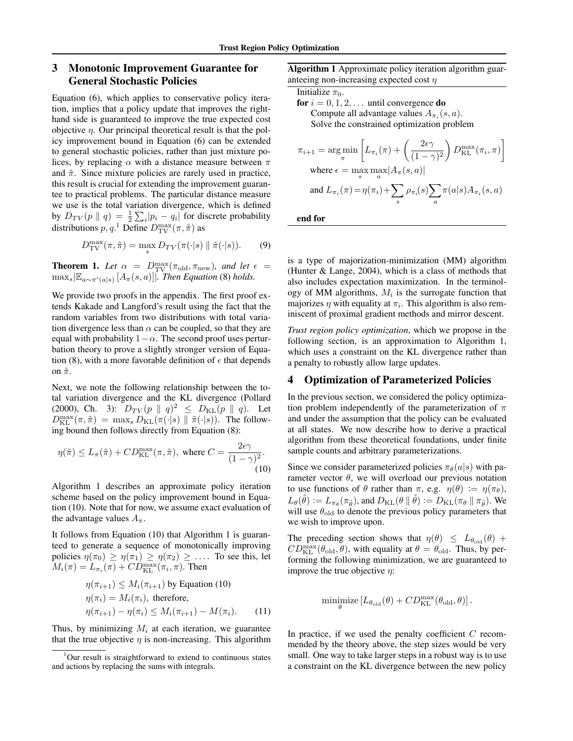## 3 Monotonic Improvement Guarantee for General Stochastic Policies

Equation (6), which applies to conservative policy iteration, implies that a policy update that improves the right-hand side is guaranteed to improve the true expected cost objective $\eta$. Our principal theoretical result is that the policy improvement bound in Equation (6) can be extended to general stochastic policies, rather than just mixture polices, by replacing $\alpha$ with a distance measure between $\pi$ and $\tilde{\pi}$. Since mixture policies are rarely used in practice, this result is crucial for extending the improvement guarantee to practical problems. The particular distance measure we use is the total variation divergence, which is defined by $D_{TV}(p \parallel q) = \frac{1}{2}\sum_i |p_i - q_i|$ for discrete probability distributions $p, q$.[1] Define $D_{\rm TV}^{\max}(\pi, \tilde{\pi})$ as

$$D_{\rm TV}^{\max}(\pi, \tilde{\pi}) = \max_s D_{TV}(\pi(\cdot|s) \parallel \tilde{\pi}(\cdot|s)). \tag{9}$$

**Theorem 1.** *Let $\alpha = D_{\rm TV}^{\max}(\pi_{\rm old}, \pi_{\rm new})$, and let $\epsilon = \max_s |\mathbb{E}_{a\sim\pi'(a|s)}[A_\pi(s,a)]|$. Then Equation (8) holds.*

We provide two proofs in the appendix. The first proof extends Kakade and Langford's result using the fact that the random variables from two distributions with total variation divergence less than $\alpha$ can be coupled, so that they are equal with probability $1-\alpha$. The second proof uses perturbation theory to prove a slightly stronger version of Equation (8), with a more favorable definition of $\epsilon$ that depends on $\tilde{\pi}$.

Next, we note the following relationship between the total variation divergence and the KL divergence (Pollard (2000), Ch. 3): $D_{TV}(p \parallel q)^2 \leq D_{\rm KL}(p \parallel q)$. Let $D_{\rm KL}^{\max}(\pi, \tilde{\pi}) = \max_s D_{\rm KL}(\pi(\cdot|s) \parallel \tilde{\pi}(\cdot|s))$. The following bound then follows directly from Equation (8):

$$\eta(\tilde{\pi}) \leq L_\pi(\tilde{\pi}) + C D_{\rm KL}^{\max}(\pi, \tilde{\pi}), \text{ where } C = \frac{2\epsilon\gamma}{(1-\gamma)^2}. \tag{10}$$

Algorithm 1 describes an approximate policy iteration scheme based on the policy improvement bound in Equation (10). Note that for now, we assume exact evaluation of the advantage values $A_\pi$.

It follows from Equation (10) that Algorithm 1 is guaranteed to generate a sequence of monotonically improving policies $\eta(\pi_0) \geq \eta(\pi_1) \geq \eta(\pi_2) \geq \ldots$. To see this, let $M_i(\pi) = L_{\pi_i}(\pi) + C D_{\rm KL}^{\max}(\pi_i, \pi)$. Then

$$\begin{aligned}
&\eta(\pi_{i+1}) \leq M_i(\pi_{i+1}) \text{ by Equation (10)} \\
&\eta(\pi_i) = M_i(\pi_i), \text{ therefore,} \\
&\eta(\pi_{i+1}) - \eta(\pi_i) \leq M_i(\pi_{i+1}) - M(\pi_i).
\end{aligned} \tag{11}$$

Thus, by minimizing $M_i$ at each iteration, we guarantee that the true objective $\eta$ is non-increasing. This algorithm

**Algorithm 1** Approximate policy iteration algorithm guaranteeing non-increasing expected cost $\eta$

Initialize $\pi_0$.
**for** $i = 0, 1, 2, \ldots$ until convergence **do**
  Compute all advantage values $A_{\pi_i}(s, a)$.
  Solve the constrained optimization problem

$$\pi_{i+1} = \arg\min_\pi \left[ L_{\pi_i}(\pi) + \left( \frac{2\epsilon\gamma}{(1-\gamma)^2} \right) D_{\rm KL}^{\max}(\pi_i, \pi) \right]$$

  where $\epsilon = \max_s \max_a |A_\pi(s,a)|$

  and $L_{\pi_i}(\pi) = \eta(\pi_i) + \sum_s \rho_{\pi_i}(s) \sum_a \pi(a|s) A_{\pi_i}(s,a)$

**end for**

is a type of majorization-minimization (MM) algorithm (Hunter & Lange, 2004), which is a class of methods that also includes expectation maximization. In the terminology of MM algorithms, $M_i$ is the surrogate function that majorizes $\eta$ with equality at $\pi_i$. This algorithm is also reminiscent of proximal gradient methods and mirror descent.

*Trust region policy optimization*, which we propose in the following section, is an approximation to Algorithm 1, which uses a constraint on the KL divergence rather than a penalty to robustly allow large updates.

## 4 Optimization of Parameterized Policies

In the previous section, we considered the policy optimization problem independently of the parameterization of $\pi$ and under the assumption that the policy can be evaluated at all states. We now describe how to derive a practical algorithm from these theoretical foundations, under finite sample counts and arbitrary parameterizations.

Since we consider parameterized policies $\pi_\theta(a|s)$ with parameter vector $\theta$, we will overload our previous notation to use functions of $\theta$ rather than $\pi$, e.g. $\eta(\theta) := \eta(\pi_\theta)$, $L_\theta(\tilde{\theta}) := L_{\pi_\theta}(\pi_{\tilde{\theta}})$, and $D_{\rm KL}(\theta \parallel \tilde{\theta}) := D_{\rm KL}(\pi_\theta \parallel \pi_{\tilde{\theta}})$. We will use $\theta_{\rm old}$ to denote the previous policy parameters that we wish to improve upon.

The preceding section shows that $\eta(\theta) \leq L_{\theta_{\rm old}}(\theta) + C D_{\rm KL}^{\max}(\theta_{\rm old}, \theta)$, with equality at $\theta = \theta_{\rm old}$. Thus, by performing the following minimization, we are guaranteed to improve the true objective $\eta$:

$$\underset{\theta}{\text{minimize}} \left[ L_{\theta_{\rm old}}(\theta) + C D_{\rm KL}^{\max}(\theta_{\rm old}, \theta) \right].$$

In practice, if we used the penalty coefficient $C$ recommended by the theory above, the step sizes would be very small. One way to take larger steps in a robust way is to use a constraint on the KL divergence between the new policy

[1] Our result is straightforward to extend to continuous states and actions by replacing the sums with integrals.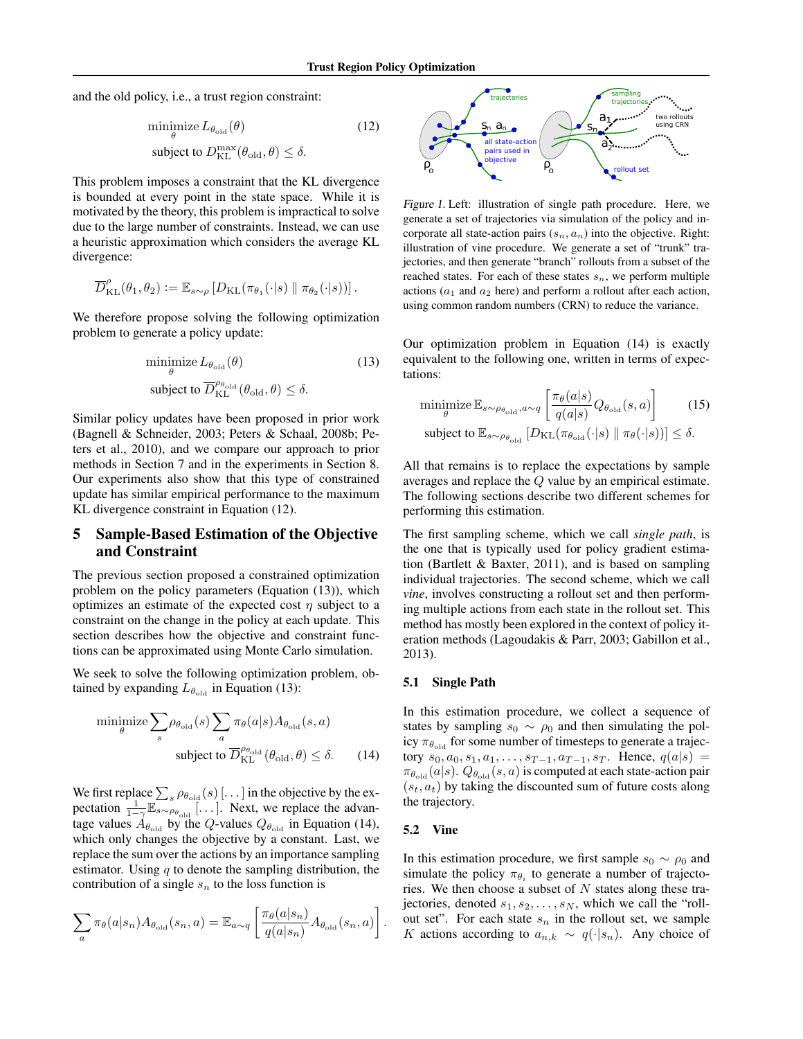and the old policy, i.e., a trust region constraint:

$$
\begin{aligned}
&\underset{\theta}{\text{minimize}}\ L_{\theta_{\text{old}}}(\theta) \\
&\text{subject to } D_{\text{KL}}^{\max}(\theta_{\text{old}}, \theta) \leq \delta.
\end{aligned} \tag{12}
$$

This problem imposes a constraint that the KL divergence is bounded at every point in the state space. While it is motivated by the theory, this problem is impractical to solve due to the large number of constraints. Instead, we can use a heuristic approximation which considers the average KL divergence:

$$
\overline{D}_{\text{KL}}^{\rho}(\theta_1, \theta_2) := \mathbb{E}_{s\sim\rho}\left[D_{\text{KL}}(\pi_{\theta_1}(\cdot|s) \parallel \pi_{\theta_2}(\cdot|s))\right].
$$

We therefore propose solving the following optimization problem to generate a policy update:

$$
\begin{aligned}
&\underset{\theta}{\text{minimize}}\ L_{\theta_{\text{old}}}(\theta) \\
&\text{subject to } \overline{D}_{\text{KL}}^{\rho_{\theta_{\text{old}}}}(\theta_{\text{old}}, \theta) \leq \delta.
\end{aligned} \tag{13}
$$

Similar policy updates have been proposed in prior work (Bagnell & Schneider, 2003; Peters & Schaal, 2008b; Peters et al., 2010), and we compare our approach to prior methods in Section 7 and in the experiments in Section 8. Our experiments also show that this type of constrained update has similar empirical performance to the maximum KL divergence constraint in Equation (12).

## 5 Sample-Based Estimation of the Objective and Constraint

The previous section proposed a constrained optimization problem on the policy parameters (Equation (13)), which optimizes an estimate of the expected cost $\eta$ subject to a constraint on the change in the policy at each update. This section describes how the objective and constraint functions can be approximated using Monte Carlo simulation.

We seek to solve the following optimization problem, obtained by expanding $L_{\theta_{\text{old}}}$ in Equation (13):

$$
\begin{aligned}
&\underset{\theta}{\text{minimize}} \sum_s \rho_{\theta_{\text{old}}}(s) \sum_a \pi_\theta(a|s) A_{\theta_{\text{old}}}(s,a) \\
&\qquad \text{subject to } \overline{D}_{\text{KL}}^{\rho_{\theta_{\text{old}}}}(\theta_{\text{old}}, \theta) \leq \delta.
\end{aligned} \tag{14}
$$

We first replace $\sum_s \rho_{\theta_{\text{old}}}(s)\,[\dots]$ in the objective by the expectation $\frac{1}{1-\gamma}\mathbb{E}_{s\sim\rho_{\theta_{\text{old}}}}[\dots]$. Next, we replace the advantage values $A_{\theta_{\text{old}}}$ by the $Q$-values $Q_{\theta_{\text{old}}}$ in Equation (14), which only changes the objective by a constant. Last, we replace the sum over the actions by an importance sampling estimator. Using $q$ to denote the sampling distribution, the contribution of a single $s_n$ to the loss function is

$$
\sum_a \pi_\theta(a|s_n) A_{\theta_{\text{old}}}(s_n, a) = \mathbb{E}_{a\sim q}\left[\frac{\pi_\theta(a|s_n)}{q(a|s_n)} A_{\theta_{\text{old}}}(s_n, a)\right].
$$

Figure 1. Left: illustration of single path procedure. Here, we generate a set of trajectories via simulation of the policy and incorporate all state-action pairs $(s_n, a_n)$ into the objective. Right: illustration of vine procedure. We generate a set of "trunk" trajectories, and then generate "branch" rollouts from a subset of the reached states. For each of these states $s_n$, we perform multiple actions ($a_1$ and $a_2$ here) and perform a rollout after each action, using common random numbers (CRN) to reduce the variance.

Our optimization problem in Equation (14) is exactly equivalent to the following one, written in terms of expectations:

$$
\begin{aligned}
&\underset{\theta}{\text{minimize}}\ \mathbb{E}_{s\sim\rho_{\theta_{\text{old}}}, a\sim q}\left[\frac{\pi_\theta(a|s)}{q(a|s)} Q_{\theta_{\text{old}}}(s,a)\right] \\
&\text{subject to } \mathbb{E}_{s\sim\rho_{\theta_{\text{old}}}}\left[D_{\text{KL}}(\pi_{\theta_{\text{old}}}(\cdot|s) \parallel \pi_\theta(\cdot|s))\right] \leq \delta.
\end{aligned} \tag{15}
$$

All that remains is to replace the expectations by sample averages and replace the $Q$ value by an empirical estimate. The following sections describe two different schemes for performing this estimation.

The first sampling scheme, which we call *single path*, is the one that is typically used for policy gradient estimation (Bartlett & Baxter, 2011), and is based on sampling individual trajectories. The second scheme, which we call *vine*, involves constructing a rollout set and then performing multiple actions from each state in the rollout set. This method has mostly been explored in the context of policy iteration methods (Lagoudakis & Parr, 2003; Gabillon et al., 2013).

### 5.1 Single Path

In this estimation procedure, we collect a sequence of states by sampling $s_0 \sim \rho_0$ and then simulating the policy $\pi_{\theta_{\text{old}}}$ for some number of timesteps to generate a trajectory $s_0, a_0, s_1, a_1, \dots, s_{T-1}, a_{T-1}, s_T$. Hence, $q(a|s) = \pi_{\theta_{\text{old}}}(a|s)$. $Q_{\theta_{\text{old}}}(s,a)$ is computed at each state-action pair $(s_t, a_t)$ by taking the discounted sum of future costs along the trajectory.

### 5.2 Vine

In this estimation procedure, we first sample $s_0 \sim \rho_0$ and simulate the policy $\pi_{\theta_i}$ to generate a number of trajectories. We then choose a subset of $N$ states along these trajectories, denoted $s_1, s_2, \dots, s_N$, which we call the "rollout set". For each state $s_n$ in the rollout set, we sample $K$ actions according to $a_{n,k} \sim q(\cdot|s_n)$. Any choice of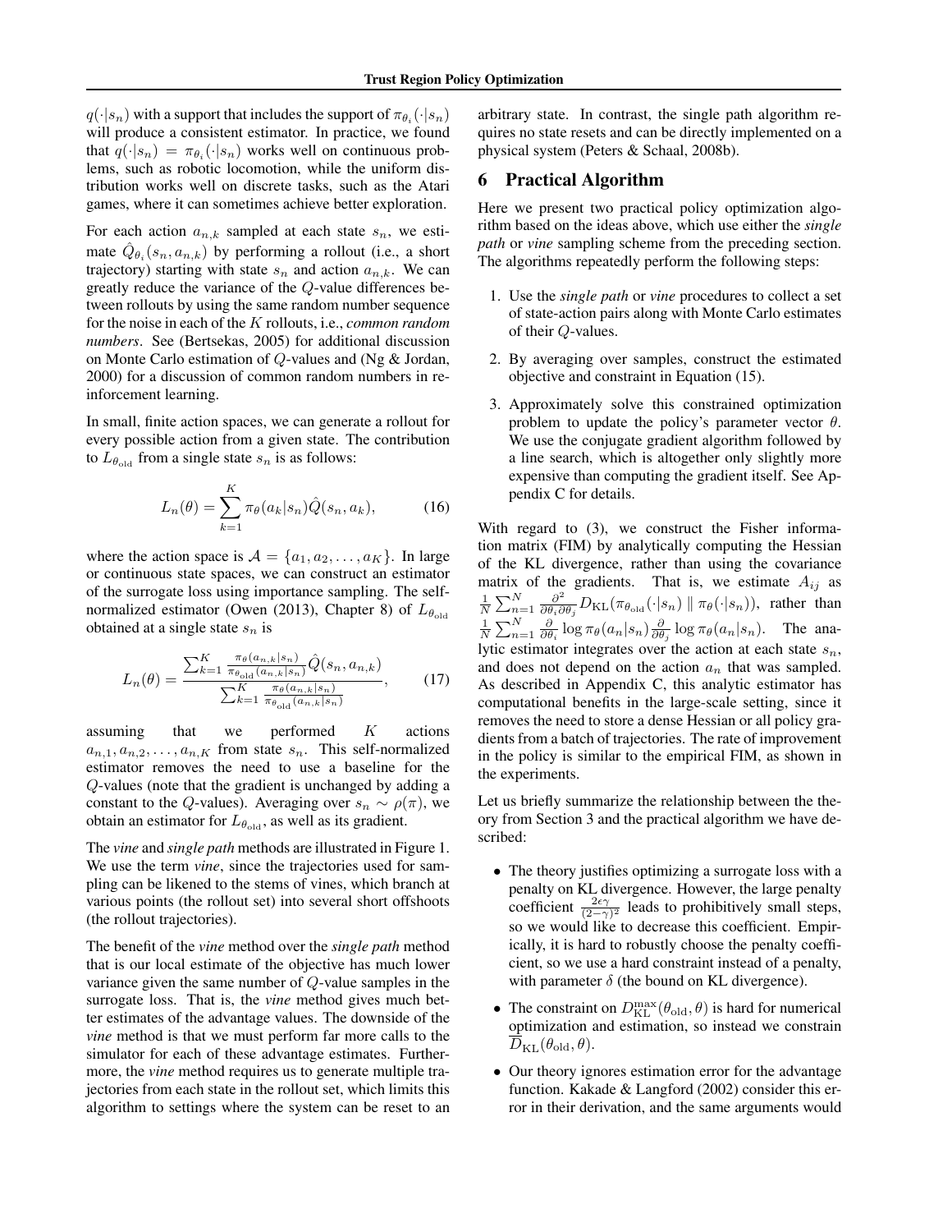$q(\cdot|s_n)$ with a support that includes the support of $\pi_{\theta_i}(\cdot|s_n)$ will produce a consistent estimator. In practice, we found that $q(\cdot|s_n) = \pi_{\theta_i}(\cdot|s_n)$ works well on continuous problems, such as robotic locomotion, while the uniform distribution works well on discrete tasks, such as the Atari games, where it can sometimes achieve better exploration.

For each action $a_{n,k}$ sampled at each state $s_n$, we estimate $\hat{Q}_{\theta_i}(s_n, a_{n,k})$ by performing a rollout (i.e., a short trajectory) starting with state $s_n$ and action $a_{n,k}$. We can greatly reduce the variance of the $Q$-value differences between rollouts by using the same random number sequence for the noise in each of the $K$ rollouts, i.e., *common random numbers*. See (Bertsekas, 2005) for additional discussion on Monte Carlo estimation of $Q$-values and (Ng & Jordan, 2000) for a discussion of common random numbers in reinforcement learning.

In small, finite action spaces, we can generate a rollout for every possible action from a given state. The contribution to $L_{\theta_{\text{old}}}$ from a single state $s_n$ is as follows:

$$L_n(\theta) = \sum_{k=1}^{K} \pi_\theta(a_k|s_n)\hat{Q}(s_n, a_k), \tag{16}$$

where the action space is $\mathcal{A} = \{a_1, a_2, \ldots, a_K\}$. In large or continuous state spaces, we can construct an estimator of the surrogate loss using importance sampling. The self-normalized estimator (Owen (2013), Chapter 8) of $L_{\theta_{\text{old}}}$ obtained at a single state $s_n$ is

$$L_n(\theta) = \frac{\sum_{k=1}^{K} \frac{\pi_\theta(a_{n,k}|s_n)}{\pi_{\theta_{\text{old}}}(a_{n,k}|s_n)}\hat{Q}(s_n, a_{n,k})}{\sum_{k=1}^{K} \frac{\pi_\theta(a_{n,k}|s_n)}{\pi_{\theta_{\text{old}}}(a_{n,k}|s_n)}}, \tag{17}$$

assuming that we performed $K$ actions $a_{n,1}, a_{n,2}, \ldots, a_{n,K}$ from state $s_n$. This self-normalized estimator removes the need to use a baseline for the $Q$-values (note that the gradient is unchanged by adding a constant to the $Q$-values). Averaging over $s_n \sim \rho(\pi)$, we obtain an estimator for $L_{\theta_{\text{old}}}$, as well as its gradient.

The *vine* and *single path* methods are illustrated in Figure 1. We use the term *vine*, since the trajectories used for sampling can be likened to the stems of vines, which branch at various points (the rollout set) into several short offshoots (the rollout trajectories).

The benefit of the *vine* method over the *single path* method that is our local estimate of the objective has much lower variance given the same number of $Q$-value samples in the surrogate loss. That is, the *vine* method gives much better estimates of the advantage values. The downside of the *vine* method is that we must perform far more calls to the simulator for each of these advantage estimates. Furthermore, the *vine* method requires us to generate multiple trajectories from each state in the rollout set, which limits this algorithm to settings where the system can be reset to an arbitrary state. In contrast, the single path algorithm requires no state resets and can be directly implemented on a physical system (Peters & Schaal, 2008b).

# 6 Practical Algorithm

Here we present two practical policy optimization algorithm based on the ideas above, which use either the *single path* or *vine* sampling scheme from the preceding section. The algorithms repeatedly perform the following steps:

1. Use the *single path* or *vine* procedures to collect a set of state-action pairs along with Monte Carlo estimates of their $Q$-values.
2. By averaging over samples, construct the estimated objective and constraint in Equation (15).
3. Approximately solve this constrained optimization problem to update the policy's parameter vector $\theta$. We use the conjugate gradient algorithm followed by a line search, which is altogether only slightly more expensive than computing the gradient itself. See Appendix C for details.

With regard to (3), we construct the Fisher information matrix (FIM) by analytically computing the Hessian of the KL divergence, rather than using the covariance matrix of the gradients. That is, we estimate $A_{ij}$ as $\frac{1}{N}\sum_{n=1}^{N} \frac{\partial^2}{\partial\theta_i\partial\theta_j} D_{\text{KL}}(\pi_{\theta_{\text{old}}}(\cdot|s_n) \parallel \pi_\theta(\cdot|s_n))$, rather than $\frac{1}{N}\sum_{n=1}^{N} \frac{\partial}{\partial\theta_i} \log \pi_\theta(a_n|s_n) \frac{\partial}{\partial\theta_j} \log \pi_\theta(a_n|s_n)$. The analytic estimator integrates over the action at each state $s_n$, and does not depend on the action $a_n$ that was sampled. As described in Appendix C, this analytic estimator has computational benefits in the large-scale setting, since it removes the need to store a dense Hessian or all policy gradients from a batch of trajectories. The rate of improvement in the policy is similar to the empirical FIM, as shown in the experiments.

Let us briefly summarize the relationship between the theory from Section 3 and the practical algorithm we have described:

- The theory justifies optimizing a surrogate loss with a penalty on KL divergence. However, the large penalty coefficient $\frac{2\epsilon\gamma}{(2-\gamma)^2}$ leads to prohibitively small steps, so we would like to decrease this coefficient. Empirically, it is hard to robustly choose the penalty coefficient, so we use a hard constraint instead of a penalty, with parameter $\delta$ (the bound on KL divergence).
- The constraint on $D_{\text{KL}}^{\max}(\theta_{\text{old}}, \theta)$ is hard for numerical optimization and estimation, so instead we constrain $\overline{D}_{\text{KL}}(\theta_{\text{old}}, \theta)$.
- Our theory ignores estimation error for the advantage function. Kakade & Langford (2002) consider this error in their derivation, and the same arguments would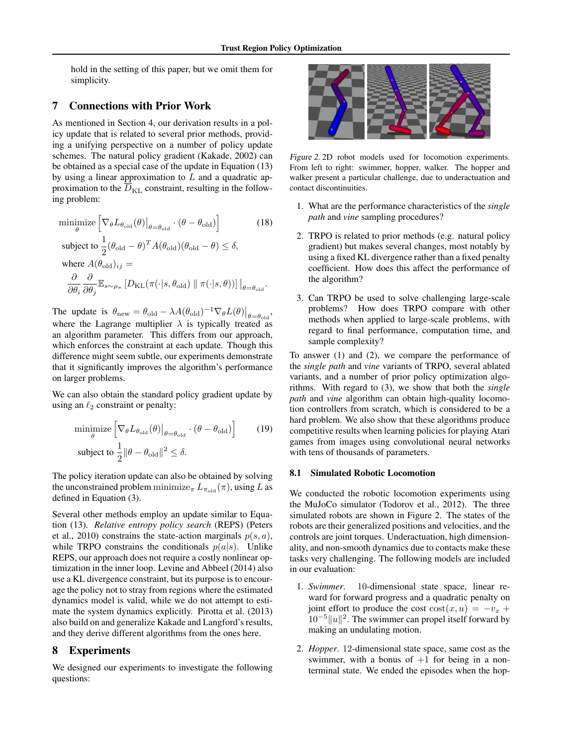hold in the setting of this paper, but we omit them for simplicity.

## 7 Connections with Prior Work

As mentioned in Section 4, our derivation results in a policy update that is related to several prior methods, providing a unifying perspective on a number of policy update schemes. The natural policy gradient (Kakade, 2002) can be obtained as a special case of the update in Equation (13) by using a linear approximation to $L$ and a quadratic approximation to the $\overline{D}_{\mathrm{KL}}$ constraint, resulting in the following problem:

$$
\begin{aligned}
&\underset{\theta}{\text{minimize}} \left[ \nabla_\theta L_{\theta_{\text{old}}}(\theta)\big|_{\theta=\theta_{\text{old}}} \cdot (\theta - \theta_{\text{old}}) \right] \qquad (18)\\
&\text{subject to } \frac{1}{2}(\theta_{\text{old}} - \theta)^T A(\theta_{\text{old}})(\theta_{\text{old}} - \theta) \leq \delta,\\
&\text{where } A(\theta_{\text{old}})_{ij} =\\
&\quad \frac{\partial}{\partial \theta_i}\frac{\partial}{\partial \theta_j}\mathbb{E}_{s\sim\rho_\pi}\left[D_{\mathrm{KL}}(\pi(\cdot|s,\theta_{\text{old}}) \parallel \pi(\cdot|s,\theta))\right]\big|_{\theta=\theta_{\text{old}}}.
\end{aligned}
$$

The update is $\theta_{\text{new}} = \theta_{\text{old}} - \lambda A(\theta_{\text{old}})^{-1}\nabla_\theta L(\theta)\big|_{\theta=\theta_{\text{old}}}$, where the Lagrange multiplier $\lambda$ is typically treated as an algorithm parameter. This differs from our approach, which enforces the constraint at each update. Though this difference might seem subtle, our experiments demonstrate that it significantly improves the algorithm's performance on larger problems.

We can also obtain the standard policy gradient update by using an $\ell_2$ constraint or penalty:

$$
\begin{aligned}
&\underset{\theta}{\text{minimize}} \left[ \nabla_\theta L_{\theta_{\text{old}}}(\theta)\big|_{\theta=\theta_{\text{old}}} \cdot (\theta - \theta_{\text{old}}) \right] \qquad (19)\\
&\text{subject to } \frac{1}{2}\|\theta - \theta_{\text{old}}\|^2 \leq \delta.
\end{aligned}
$$

The policy iteration update can also be obtained by solving the unconstrained problem $\text{minimize}_\pi\, L_{\pi_{\text{old}}}(\pi)$, using $L$ as defined in Equation (3).

Several other methods employ an update similar to Equation (13). *Relative entropy policy search* (REPS) (Peters et al., 2010) constrains the state-action marginals $p(s,a)$, while TRPO constrains the conditionals $p(a|s)$. Unlike REPS, our approach does not require a costly nonlinear optimization in the inner loop. Levine and Abbeel (2014) also use a KL divergence constraint, but its purpose is to encourage the policy not to stray from regions where the estimated dynamics model is valid, while we do not attempt to estimate the system dynamics explicitly. Pirotta et al. (2013) also build on and generalize Kakade and Langford's results, and they derive different algorithms from the ones here.

## 8 Experiments

We designed our experiments to investigate the following questions:

1. What are the performance characteristics of the *single path* and *vine* sampling procedures?
2. TRPO is related to prior methods (e.g. natural policy gradient) but makes several changes, most notably by using a fixed KL divergence rather than a fixed penalty coefficient. How does this affect the performance of the algorithm?
3. Can TRPO be used to solve challenging large-scale problems? How does TRPO compare with other methods when applied to large-scale problems, with regard to final performance, computation time, and sample complexity?

To answer (1) and (2), we compare the performance of the *single path* and *vine* variants of TRPO, several ablated variants, and a number of prior policy optimization algorithms. With regard to (3), we show that both the *single path* and *vine* algorithm can obtain high-quality locomotion controllers from scratch, which is considered to be a hard problem. We also show that these algorithms produce competitive results when learning policies for playing Atari games from images using convolutional neural networks with tens of thousands of parameters.

*Figure 2.* 2D robot models used for locomotion experiments. From left to right: swimmer, hopper, walker. The hopper and walker present a particular challenge, due to underactuation and contact discontinuities.

### 8.1 Simulated Robotic Locomotion

We conducted the robotic locomotion experiments using the MuJoCo simulator (Todorov et al., 2012). The three simulated robots are shown in Figure 2. The states of the robots are their generalized positions and velocities, and the controls are joint torques. Underactuation, high dimensionality, and non-smooth dynamics due to contacts make these tasks very challenging. The following models are included in our evaluation:

1. *Swimmer*. 10-dimensional state space, linear reward for forward progress and a quadratic penalty on joint effort to produce the cost $\text{cost}(x,u) = -v_x + 10^{-5}\|u\|^2$. The swimmer can propel itself forward by making an undulating motion.
2. *Hopper*. 12-dimensional state space, same cost as the swimmer, with a bonus of $+1$ for being in a non-terminal state. We ended the episodes when the hop-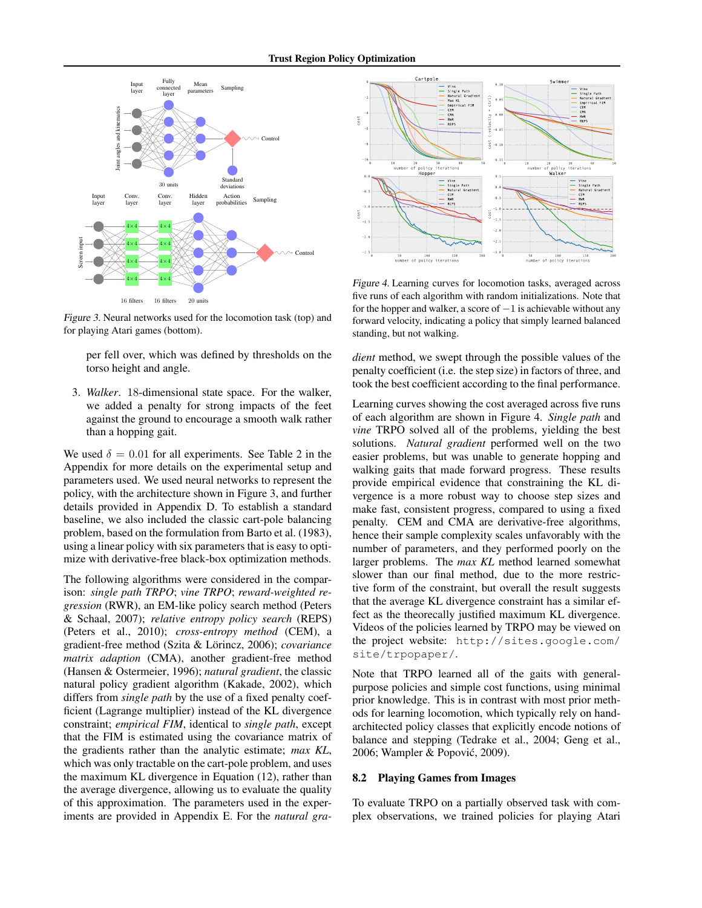*Figure 3.* Neural networks used for the locomotion task (top) and for playing Atari games (bottom).

*Figure 4.* Learning curves for locomotion tasks, averaged across five runs of each algorithm with random initializations. Note that for the hopper and walker, a score of $-1$ is achievable without any forward velocity, indicating a policy that simply learned balanced standing, but not walking.

per fell over, which was defined by thresholds on the torso height and angle.

3. *Walker*. 18-dimensional state space. For the walker, we added a penalty for strong impacts of the feet against the ground to encourage a smooth walk rather than a hopping gait.

We used $\delta = 0.01$ for all experiments. See Table 2 in the Appendix for more details on the experimental setup and parameters used. We used neural networks to represent the policy, with the architecture shown in Figure 3, and further details provided in Appendix D. To establish a standard baseline, we also included the classic cart-pole balancing problem, based on the formulation from Barto et al. (1983), using a linear policy with six parameters that is easy to optimize with derivative-free black-box optimization methods.

The following algorithms were considered in the comparison: *single path TRPO*; *vine TRPO*; *reward-weighted regression* (RWR), an EM-like policy search method (Peters & Schaal, 2007); *relative entropy policy search* (REPS) (Peters et al., 2010); *cross-entropy method* (CEM), a gradient-free method (Szita & Lörincz, 2006); *covariance matrix adaption* (CMA), another gradient-free method (Hansen & Ostermeier, 1996); *natural gradient*, the classic natural policy gradient algorithm (Kakade, 2002), which differs from *single path* by the use of a fixed penalty coefficient (Lagrange multiplier) instead of the KL divergence constraint; *empirical FIM*, identical to *single path*, except that the FIM is estimated using the covariance matrix of the gradients rather than the analytic estimate; *max KL*, which was only tractable on the cart-pole problem, and uses the maximum KL divergence in Equation (12), rather than the average divergence, allowing us to evaluate the quality of this approximation. The parameters used in the experiments are provided in Appendix E. For the *natural gradient* method, we swept through the possible values of the penalty coefficient (i.e. the step size) in factors of three, and took the best coefficient according to the final performance.

Learning curves showing the cost averaged across five runs of each algorithm are shown in Figure 4. *Single path* and *vine* TRPO solved all of the problems, yielding the best solutions. *Natural gradient* performed well on the two easier problems, but was unable to generate hopping and walking gaits that made forward progress. These results provide empirical evidence that constraining the KL divergence is a more robust way to choose step sizes and make fast, consistent progress, compared to using a fixed penalty. CEM and CMA are derivative-free algorithms, hence their sample complexity scales unfavorably with the number of parameters, and they performed poorly on the larger problems. The *max KL* method learned somewhat slower than our final method, due to the more restrictive form of the constraint, but overall the result suggests that the average KL divergence constraint has a similar effect as the theorecally justified maximum KL divergence. Videos of the policies learned by TRPO may be viewed on the project website: http://sites.google.com/site/trpopaper/.

Note that TRPO learned all of the gaits with general-purpose policies and simple cost functions, using minimal prior knowledge. This is in contrast with most prior methods for learning locomotion, which typically rely on hand-architected policy classes that explicitly encode notions of balance and stepping (Tedrake et al., 2004; Geng et al., 2006; Wampler & Popović, 2009).

## 8.2 Playing Games from Images

To evaluate TRPO on a partially observed task with complex observations, we trained policies for playing Atari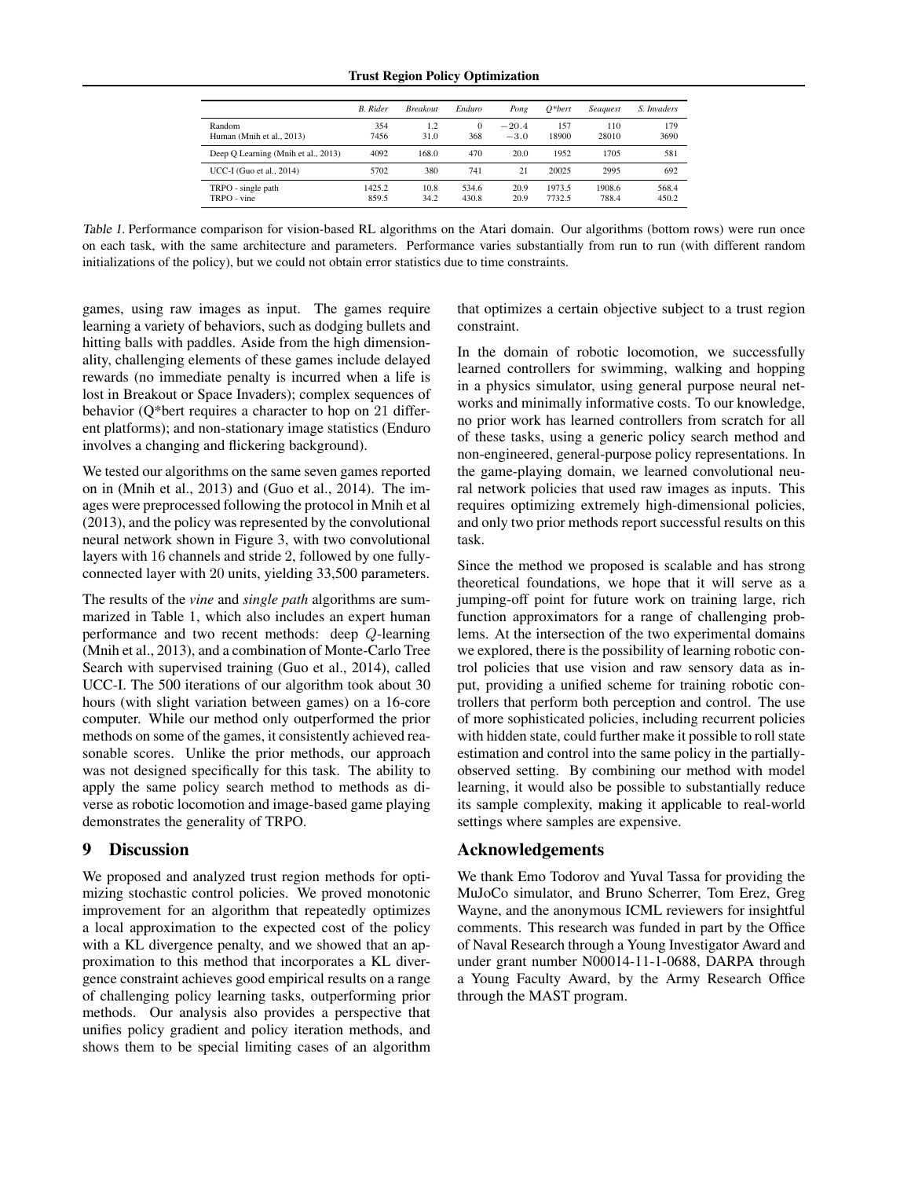| | *B. Rider* | *Breakout* | *Enduro* | *Pong* | *Q\*bert* | *Seaquest* | *S. Invaders* |
|---|---|---|---|---|---|---|---|
| Random | 354 | 1.2 | 0 | $-20.4$ | 157 | 110 | 179 |
| Human (Mnih et al., 2013) | 7456 | 31.0 | 368 | $-3.0$ | 18900 | 28010 | 3690 |
| Deep Q Learning (Mnih et al., 2013) | 4092 | 168.0 | 470 | 20.0 | 1952 | 1705 | 581 |
| UCC-I (Guo et al., 2014) | 5702 | 380 | 741 | 21 | 20025 | 2995 | 692 |
| TRPO - single path | 1425.2 | 10.8 | 534.6 | 20.9 | 1973.5 | 1908.6 | 568.4 |
| TRPO - vine | 859.5 | 34.2 | 430.8 | 20.9 | 7732.5 | 788.4 | 450.2 |

*Table 1.* Performance comparison for vision-based RL algorithms on the Atari domain. Our algorithms (bottom rows) were run once on each task, with the same architecture and parameters. Performance varies substantially from run to run (with different random initializations of the policy), but we could not obtain error statistics due to time constraints.

games, using raw images as input. The games require learning a variety of behaviors, such as dodging bullets and hitting balls with paddles. Aside from the high dimensionality, challenging elements of these games include delayed rewards (no immediate penalty is incurred when a life is lost in Breakout or Space Invaders); complex sequences of behavior (Q*bert requires a character to hop on 21 different platforms); and non-stationary image statistics (Enduro involves a changing and flickering background).

We tested our algorithms on the same seven games reported on in (Mnih et al., 2013) and (Guo et al., 2014). The images were preprocessed following the protocol in Mnih et al (2013), and the policy was represented by the convolutional neural network shown in Figure 3, with two convolutional layers with 16 channels and stride 2, followed by one fully-connected layer with 20 units, yielding 33,500 parameters.

The results of the *vine* and *single path* algorithms are summarized in Table 1, which also includes an expert human performance and two recent methods: deep $Q$-learning (Mnih et al., 2013), and a combination of Monte-Carlo Tree Search with supervised training (Guo et al., 2014), called UCC-I. The 500 iterations of our algorithm took about 30 hours (with slight variation between games) on a 16-core computer. While our method only outperformed the prior methods on some of the games, it consistently achieved reasonable scores. Unlike the prior methods, our approach was not designed specifically for this task. The ability to apply the same policy search method to methods as diverse as robotic locomotion and image-based game playing demonstrates the generality of TRPO.

## 9 Discussion

We proposed and analyzed trust region methods for optimizing stochastic control policies. We proved monotonic improvement for an algorithm that repeatedly optimizes a local approximation to the expected cost of the policy with a KL divergence penalty, and we showed that an approximation to this method that incorporates a KL divergence constraint achieves good empirical results on a range of challenging policy learning tasks, outperforming prior methods. Our analysis also provides a perspective that unifies policy gradient and policy iteration methods, and shows them to be special limiting cases of an algorithm that optimizes a certain objective subject to a trust region constraint.

In the domain of robotic locomotion, we successfully learned controllers for swimming, walking and hopping in a physics simulator, using general purpose neural networks and minimally informative costs. To our knowledge, no prior work has learned controllers from scratch for all of these tasks, using a generic policy search method and non-engineered, general-purpose policy representations. In the game-playing domain, we learned convolutional neural network policies that used raw images as inputs. This requires optimizing extremely high-dimensional policies, and only two prior methods report successful results on this task.

Since the method we proposed is scalable and has strong theoretical foundations, we hope that it will serve as a jumping-off point for future work on training large, rich function approximators for a range of challenging problems. At the intersection of the two experimental domains we explored, there is the possibility of learning robotic control policies that use vision and raw sensory data as input, providing a unified scheme for training robotic controllers that perform both perception and control. The use of more sophisticated policies, including recurrent policies with hidden state, could further make it possible to roll state estimation and control into the same policy in the partially-observed setting. By combining our method with model learning, it would also be possible to substantially reduce its sample complexity, making it applicable to real-world settings where samples are expensive.

## Acknowledgements

We thank Emo Todorov and Yuval Tassa for providing the MuJoCo simulator, and Bruno Scherrer, Tom Erez, Greg Wayne, and the anonymous ICML reviewers for insightful comments. This research was funded in part by the Office of Naval Research through a Young Investigator Award and under grant number N00014-11-1-0688, DARPA through a Young Faculty Award, by the Army Research Office through the MAST program.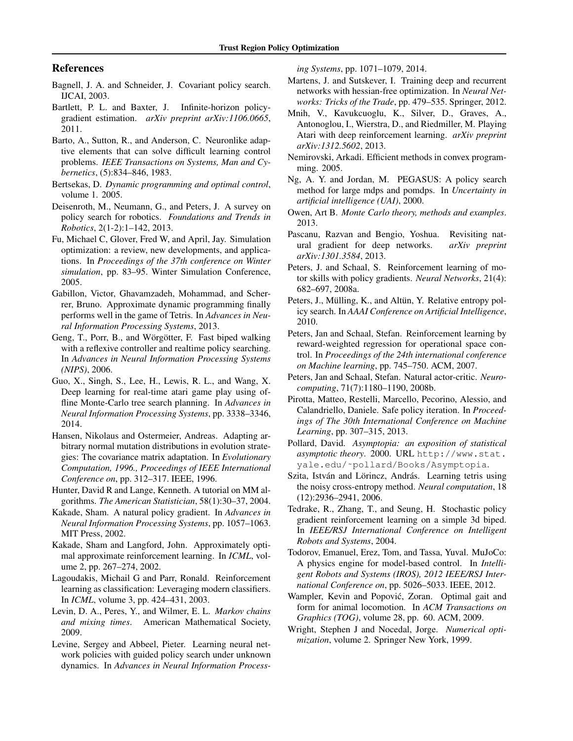## References

Bagnell, J. A. and Schneider, J. Covariant policy search. IJCAI, 2003.

Bartlett, P. L. and Baxter, J. Infinite-horizon policy-gradient estimation. *arXiv preprint arXiv:1106.0665*, 2011.

Barto, A., Sutton, R., and Anderson, C. Neuronlike adaptive elements that can solve difficult learning control problems. *IEEE Transactions on Systems, Man and Cybernetics*, (5):834–846, 1983.

Bertsekas, D. *Dynamic programming and optimal control*, volume 1. 2005.

Deisenroth, M., Neumann, G., and Peters, J. A survey on policy search for robotics. *Foundations and Trends in Robotics*, 2(1-2):1–142, 2013.

Fu, Michael C, Glover, Fred W, and April, Jay. Simulation optimization: a review, new developments, and applications. In *Proceedings of the 37th conference on Winter simulation*, pp. 83–95. Winter Simulation Conference, 2005.

Gabillon, Victor, Ghavamzadeh, Mohammad, and Scherrer, Bruno. Approximate dynamic programming finally performs well in the game of Tetris. In *Advances in Neural Information Processing Systems*, 2013.

Geng, T., Porr, B., and Wörgötter, F. Fast biped walking with a reflexive controller and realtime policy searching. In *Advances in Neural Information Processing Systems (NIPS)*, 2006.

Guo, X., Singh, S., Lee, H., Lewis, R. L., and Wang, X. Deep learning for real-time atari game play using offline Monte-Carlo tree search planning. In *Advances in Neural Information Processing Systems*, pp. 3338–3346, 2014.

Hansen, Nikolaus and Ostermeier, Andreas. Adapting arbitrary normal mutation distributions in evolution strategies: The covariance matrix adaptation. In *Evolutionary Computation, 1996., Proceedings of IEEE International Conference on*, pp. 312–317. IEEE, 1996.

Hunter, David R and Lange, Kenneth. A tutorial on MM algorithms. *The American Statistician*, 58(1):30–37, 2004.

Kakade, Sham. A natural policy gradient. In *Advances in Neural Information Processing Systems*, pp. 1057–1063. MIT Press, 2002.

Kakade, Sham and Langford, John. Approximately optimal approximate reinforcement learning. In *ICML*, volume 2, pp. 267–274, 2002.

Lagoudakis, Michail G and Parr, Ronald. Reinforcement learning as classification: Leveraging modern classifiers. In *ICML*, volume 3, pp. 424–431, 2003.

Levin, D. A., Peres, Y., and Wilmer, E. L. *Markov chains and mixing times*. American Mathematical Society, 2009.

Levine, Sergey and Abbeel, Pieter. Learning neural network policies with guided policy search under unknown dynamics. In *Advances in Neural Information Processing Systems*, pp. 1071–1079, 2014.

Martens, J. and Sutskever, I. Training deep and recurrent networks with hessian-free optimization. In *Neural Networks: Tricks of the Trade*, pp. 479–535. Springer, 2012.

Mnih, V., Kavukcuoglu, K., Silver, D., Graves, A., Antonoglou, I., Wierstra, D., and Riedmiller, M. Playing Atari with deep reinforcement learning. *arXiv preprint arXiv:1312.5602*, 2013.

Nemirovski, Arkadi. Efficient methods in convex programming. 2005.

Ng, A. Y. and Jordan, M. PEGASUS: A policy search method for large mdps and pomdps. In *Uncertainty in artificial intelligence (UAI)*, 2000.

Owen, Art B. *Monte Carlo theory, methods and examples*. 2013.

Pascanu, Razvan and Bengio, Yoshua. Revisiting natural gradient for deep networks. *arXiv preprint arXiv:1301.3584*, 2013.

Peters, J. and Schaal, S. Reinforcement learning of motor skills with policy gradients. *Neural Networks*, 21(4): 682–697, 2008a.

Peters, J., Mülling, K., and Altün, Y. Relative entropy policy search. In *AAAI Conference on Artificial Intelligence*, 2010.

Peters, Jan and Schaal, Stefan. Reinforcement learning by reward-weighted regression for operational space control. In *Proceedings of the 24th international conference on Machine learning*, pp. 745–750. ACM, 2007.

Peters, Jan and Schaal, Stefan. Natural actor-critic. *Neurocomputing*, 71(7):1180–1190, 2008b.

Pirotta, Matteo, Restelli, Marcello, Pecorino, Alessio, and Calandriello, Daniele. Safe policy iteration. In *Proceedings of The 30th International Conference on Machine Learning*, pp. 307–315, 2013.

Pollard, David. *Asymptopia: an exposition of statistical asymptotic theory*. 2000. URL `http://www.stat.yale.edu/~pollard/Books/Asymptopia`.

Szita, István and Lörincz, András. Learning tetris using the noisy cross-entropy method. *Neural computation*, 18 (12):2936–2941, 2006.

Tedrake, R., Zhang, T., and Seung, H. Stochastic policy gradient reinforcement learning on a simple 3d biped. In *IEEE/RSJ International Conference on Intelligent Robots and Systems*, 2004.

Todorov, Emanuel, Erez, Tom, and Tassa, Yuval. MuJoCo: A physics engine for model-based control. In *Intelligent Robots and Systems (IROS), 2012 IEEE/RSJ International Conference on*, pp. 5026–5033. IEEE, 2012.

Wampler, Kevin and Popović, Zoran. Optimal gait and form for animal locomotion. In *ACM Transactions on Graphics (TOG)*, volume 28, pp. 60. ACM, 2009.

Wright, Stephen J and Nocedal, Jorge. *Numerical optimization*, volume 2. Springer New York, 1999.